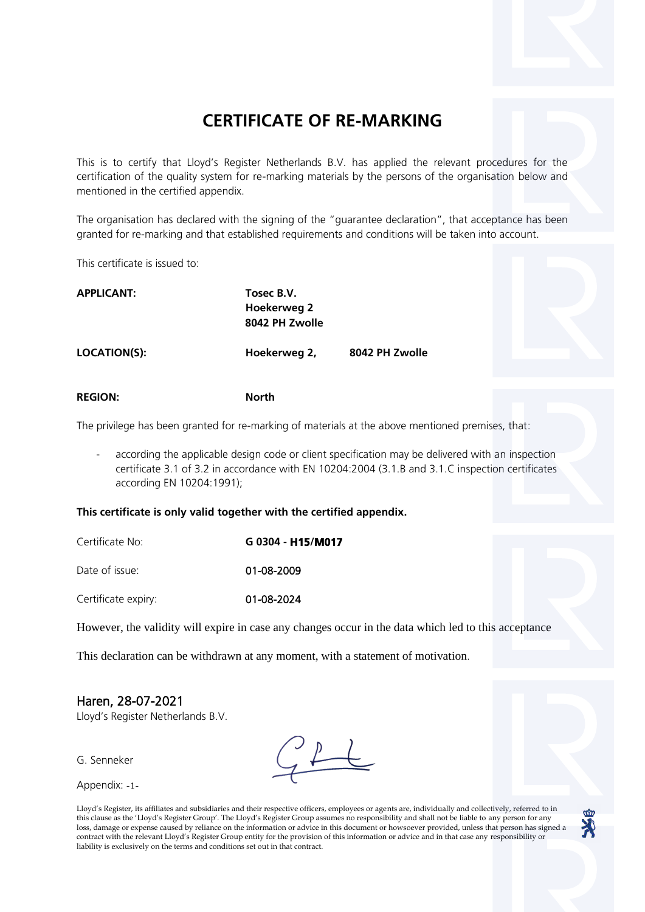# CERTIFICATE OF RE-MARKING

This is to certify that Lloyd's Register Netherlands B.V. has applied the relevant procedures for the certification of the quality system for re-marking materials by the persons of the organisation below and mentioned in the certified appendix.

The organisation has declared with the signing of the "guarantee declaration", that acceptance has been granted for re-marking and that established requirements and conditions will be taken into account.

This certificate is issued to:

| | | |
|---|---|---|
| **APPLICANT:** | **Tosec B.V.**<br>**Hoekerweg 2**<br>**8042 PH Zwolle** | |
| **LOCATION(S):** | **Hoekerweg 2,** | **8042 PH Zwolle** |
| **REGION:** | **North** | |

The privilege has been granted for re-marking of materials at the above mentioned premises, that:

- according the applicable design code or client specification may be delivered with an inspection certificate 3.1 of 3.2 in accordance with EN 10204:2004 (3.1.B and 3.1.C inspection certificates according EN 10204:1991);

**This certificate is only valid together with the certified appendix.**

| | |
|---|---|
| Certificate No: | **G 0304 - H15/M017** |
| Date of issue: | 01-08-2009 |
| Certificate expiry: | 01-08-2024 |

However, the validity will expire in case any changes occur in the data which led to this acceptance

This declaration can be withdrawn at any moment, with a statement of motivation.

Haren, 28-07-2021
Lloyd's Register Netherlands B.V.

G. Senneker

Appendix: -1-

Lloyd's Register, its affiliates and subsidiaries and their respective officers, employees or agents are, individually and collectively, referred to in this clause as the 'Lloyd's Register Group'. The Lloyd's Register Group assumes no responsibility and shall not be liable to any person for any loss, damage or expense caused by reliance on the information or advice in this document or howsoever provided, unless that person has signed a contract with the relevant Lloyd's Register Group entity for the provision of this information or advice and in that case any responsibility or liability is exclusively on the terms and conditions set out in that contract.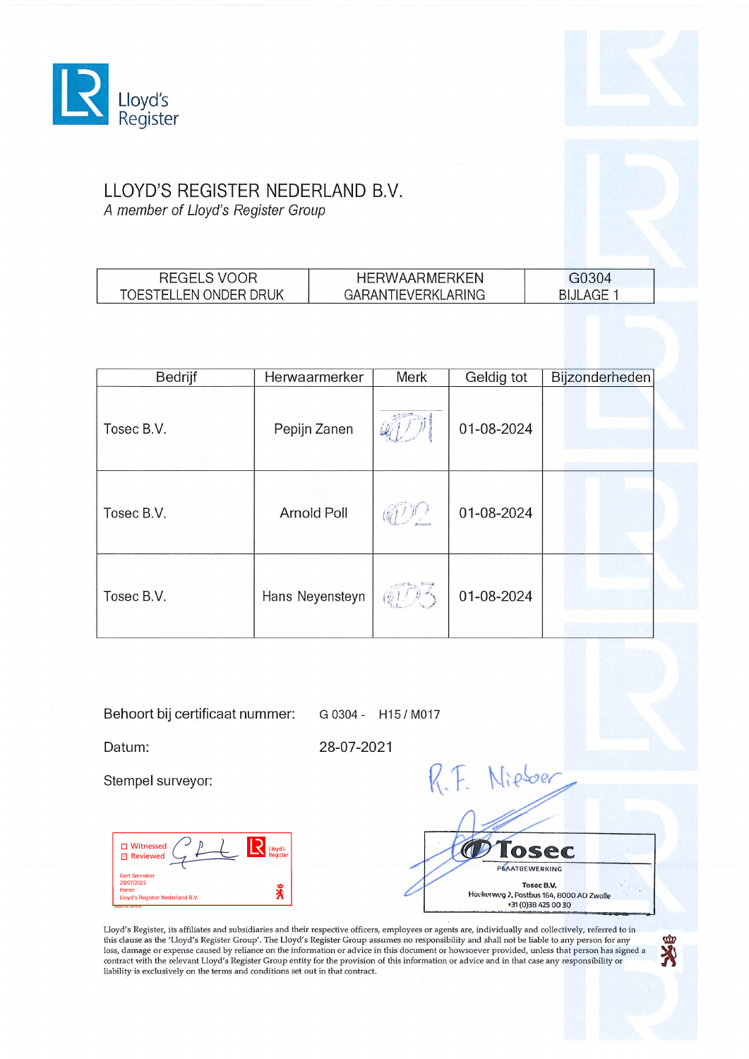Lloyd's Register

LLOYD'S REGISTER NEDERLAND B.V.

*A member of Lloyd's Register Group*

| REGELS VOOR TOESTELLEN ONDER DRUK | HERWAARMERKEN GARANTIEVERKLARING | G0304 BIJLAGE 1 |
|---|---|---|

| Bedrijf | Herwaarmerker | Merk | Geldig tot | Bijzonderheden |
|---|---|---|---|---|
| Tosec B.V. | Pepijn Zanen | D1 | 01-08-2024 | |
| Tosec B.V. | Arnold Poll | D2 | 01-08-2024 | |
| Tosec B.V. | Hans Neyensteyn | D3 | 01-08-2024 | |

Behoort bij certificaat nummer: G 0304 - H15 / M017

Datum: 28-07-2021

Stempel surveyor:

R.F. Nieboer

☐ Witnessed
☒ Reviewed

Gert Senneker
28/07/2021
Haren
Lloyd's Register Nederland B.V.

Tosec
PLAATBEWERKING
Tosec B.V.
Hoekerweg 2, Postbus 164, 8000 AD Zwolle
+31 (0)38 425 00 30

Lloyd's Register, its affiliates and subsidiaries and their respective officers, employees or agents are, individually and collectively, referred to in this clause as the 'Lloyd's Register Group'. The Lloyd's Register Group assumes no responsibility and shall not be liable to any person for any loss, damage or expense caused by reliance on the information or advice in this document or howsoever provided, unless that person has signed a contract with the relevant Lloyd's Register Group entity for the provision of this information or advice and in that case any responsibility or liability is exclusively on the terms and conditions set out in that contract.